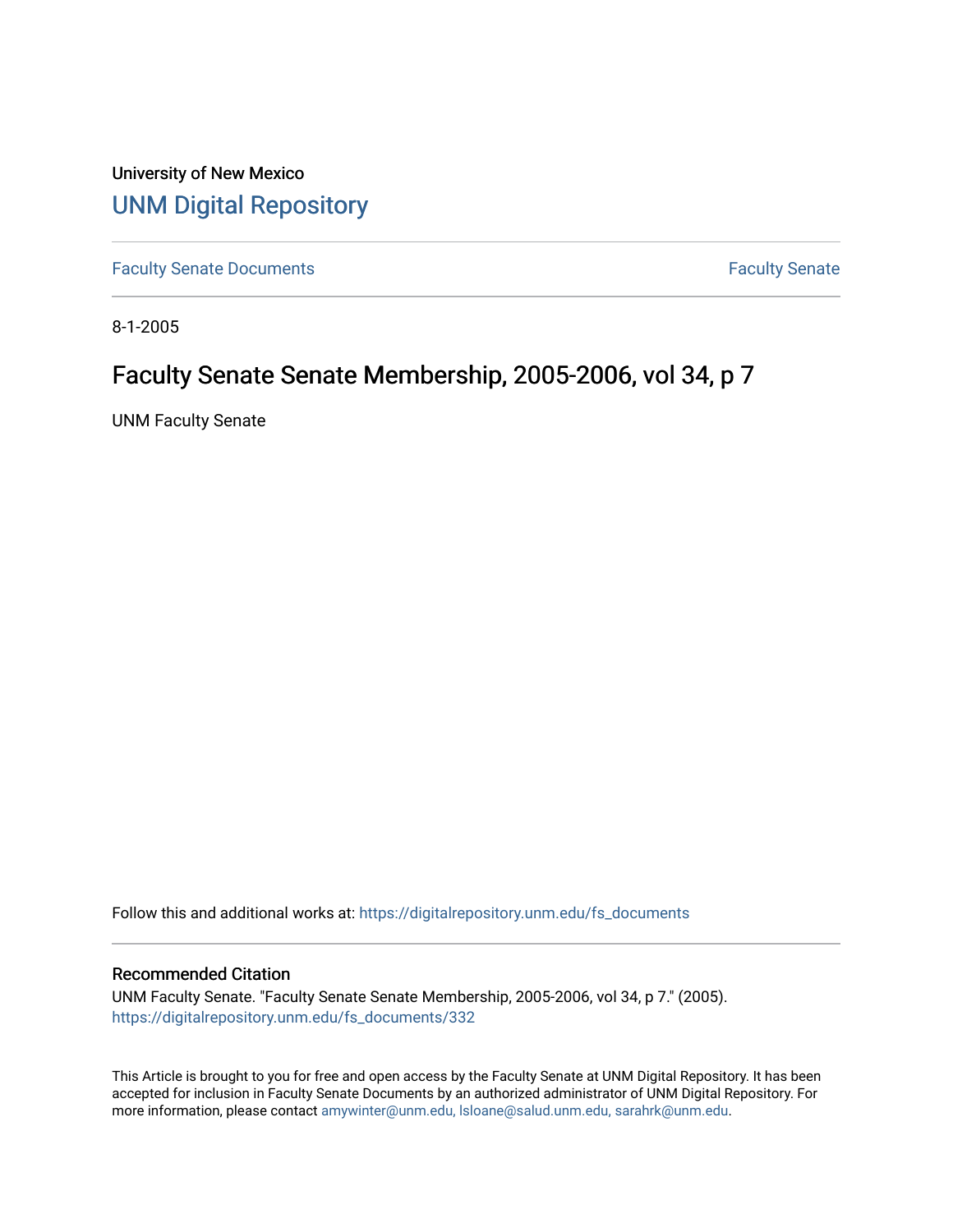University of New Mexico

# UNM Digital Repository

Faculty Senate Documents

Faculty Senate

8-1-2005

## Faculty Senate Senate Membership, 2005-2006, vol 34, p 7

UNM Faculty Senate

Follow this and additional works at: https://digitalrepository.unm.edu/fs_documents

### Recommended Citation

UNM Faculty Senate. "Faculty Senate Senate Membership, 2005-2006, vol 34, p 7." (2005). https://digitalrepository.unm.edu/fs_documents/332

This Article is brought to you for free and open access by the Faculty Senate at UNM Digital Repository. It has been accepted for inclusion in Faculty Senate Documents by an authorized administrator of UNM Digital Repository. For more information, please contact amywinter@unm.edu, lsloane@salud.unm.edu, sarahrk@unm.edu.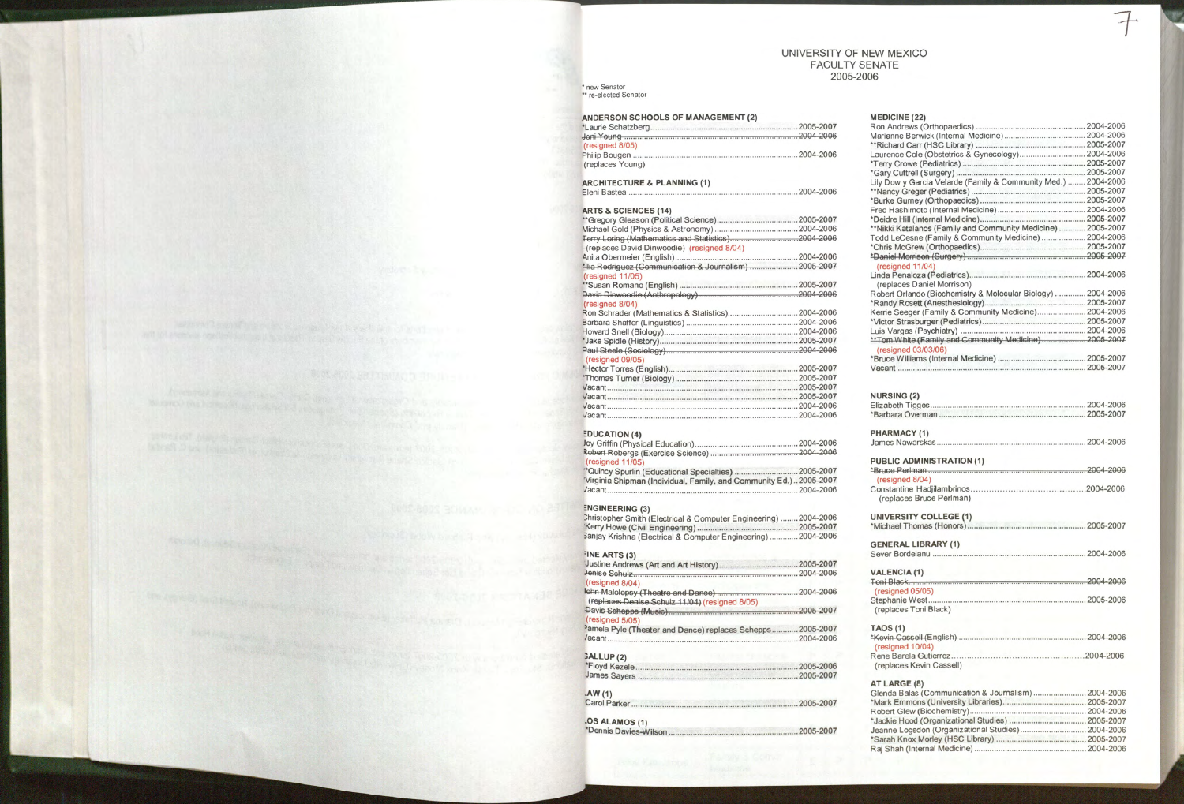# UNIVERSITY OF NEW MEXICO
## FACULTY SENATE
## 2005-2006

\* new Senator
\*\* re-elected Senator

### ANDERSON SCHOOLS OF MANAGEMENT (2)

*Laurie Schatzberg ... 2005-2007
~~Joni Young ... 2004-2006~~
(resigned 8/05)
Philip Bougen ... 2004-2006
(replaces Young)

### ARCHITECTURE & PLANNING (1)

Eleni Bastea ... 2004-2006

### ARTS & SCIENCES (14)

**Gregory Gleason (Political Science) ... 2005-2007
Michael Gold (Physics & Astronomy) ... 2004-2006
~~Terry Loring (Mathematics and Statistics) ... 2004-2006~~
~~(replaces David Dinwoodie)~~ (resigned 8/04)
Anita Obermeier (English) ... 2004-2006
~~Ilia Rodriguez (Communication & Journalism) ... 2005-2007~~
(resigned 11/05)
**Susan Romano (English) ... 2005-2007
~~David Dinwoodie (Anthropology) ... 2004-2006~~
(resigned 8/04)
Ron Schrader (Mathematics & Statistics) ... 2004-2006
Barbara Shaffer (Linguistics) ... 2004-2006
Howard Snell (Biology) ... 2004-2006
*Jake Spidle (History) ... 2005-2007
~~Paul Steele (Sociology) ... 2004-2006~~
(resigned 09/05)
*Hector Torres (English) ... 2005-2007
*Thomas Turner (Biology) ... 2005-2007
Vacant ... 2005-2007
Vacant ... 2005-2007
Vacant ... 2004-2006
Vacant ... 2004-2006

### EDUCATION (4)

Joy Griffin (Physical Education) ... 2004-2006
~~Robert Roberge (Exercise Science) ... 2004-2006~~
(resigned 11/05)
*Quincy Spurlin (Educational Specialties) ... 2005-2007
*Virginia Shipman (Individual, Family, and Community Ed.) ... 2005-2007
Vacant ... 2004-2006

### ENGINEERING (3)

Christopher Smith (Electrical & Computer Engineering) ... 2004-2006
*Kerry Howe (Civil Engineering) ... 2005-2007
Sanjay Krishna (Electrical & Computer Engineering) ... 2004-2006

### FINE ARTS (3)

*Justine Andrews (Art and Art History) ... 2005-2007
~~Denise Schulz ... 2004-2006~~
(resigned 8/04)
~~John Malolepsy (Theatre and Dance) ... 2004-2006~~
~~(replaces Denise Schulz 11/04)~~ (resigned 8/05)
~~Davis Schepps (Music) ... 2005-2007~~
(resigned 5/05)
Pamela Pyle (Theater and Dance) replaces Schepps ... 2005-2007
Vacant ... 2004-2006

### GALLUP (2)

*Floyd Kezele ... 2005-2006
James Sayers ... 2005-2007

### LAW (1)

Carol Parker ... 2005-2007

### LOS ALAMOS (1)

*Dennis Davies-Wilson ... 2005-2007

### MEDICINE (22)

Ron Andrews (Orthopaedics) ... 2004-2006
Marianne Berwick (Internal Medicine) ... 2004-2006
**Richard Carr (HSC Library) ... 2005-2007
Laurence Cole (Obstetrics & Gynecology) ... 2004-2006
*Terry Crowe (Pediatrics) ... 2005-2007
*Gary Cuttrell (Surgery) ... 2005-2007
Lily Dow y Garcia Velarde (Family & Community Med.) ... 2004-2006
**Nancy Greger (Pediatrics) ... 2005-2007
*Burke Gurney (Orthopaedics) ... 2005-2007
Fred Hashimoto (Internal Medicine) ... 2004-2006
*Deidre Hill (Internal Medicine) ... 2005-2007
**Nikki Katalanos (Family and Community Medicine) ... 2005-2007
Todd LeCesne (Family & Community Medicine) ... 2004-2006
*Chris McGrew (Orthopaedics) ... 2005-2007
~~*Daniel Morrison (Surgery) ... 2005-2007~~
(resigned 11/04)
Linda Penaloza (Pediatrics) ... 2004-2006
(replaces Daniel Morrison)
Robert Orlando (Biochemistry & Molecular Biology) ... 2004-2006
*Randy Rosett (Anesthesiology) ... 2005-2007
Kerrie Seeger (Family & Community Medicine) ... 2004-2006
*Victor Strasburger (Pediatrics) ... 2005-2007
Luis Vargas (Psychiatry) ... 2004-2006
~~**Tom White (Family and Community Medicine) ... 2005-2007~~
(resigned 03/03/06)
*Bruce Williams (Internal Medicine) ... 2005-2007
Vacant ... 2005-2007

### NURSING (2)

Elizabeth Tigges ... 2004-2006
*Barbara Overman ... 2005-2007

### PHARMACY (1)

James Nawarskas ... 2004-2006

### PUBLIC ADMINISTRATION (1)

~~*Bruce Perlman ... 2004-2006~~
(resigned 8/04)
Constantine Hadjilambrinos ... 2004-2006
(replaces Bruce Perlman)

### UNIVERSITY COLLEGE (1)

*Michael Thomas (Honors) ... 2005-2007

### GENERAL LIBRARY (1)

Sever Bordeianu ... 2004-2006

### VALENCIA (1)

~~Toni Black ... 2004-2006~~
(resigned 05/05)
Stephanie West ... 2005-2006
(replaces Toni Black)

### TAOS (1)

~~*Kevin Cassell (English) ... 2004-2006~~
(resigned 10/04)
Rene Barela Gutierrez ... 2004-2006
(replaces Kevin Cassell)

### AT LARGE (8)

Glenda Balas (Communication & Journalism) ... 2004-2006
*Mark Emmons (University Libraries) ... 2005-2007
Robert Glew (Biochemistry) ... 2004-2006
*Jackie Hood (Organizational Studies) ... 2005-2007
Jeanne Logsdon (Organizational Studies) ... 2004-2006
*Sarah Knox Morley (HSC Library) ... 2005-2007
Raj Shah (Internal Medicine) ... 2004-2006